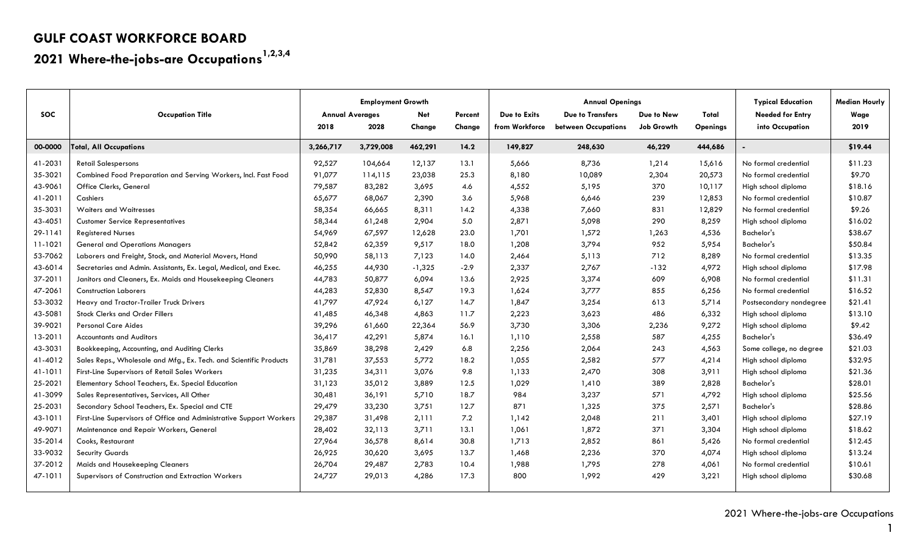# GULF COAST WORKFORCE BOARD

## 2021 Where-the-jobs-are Occupations[1,2,3,4]

| SOC | Occupation Title | Employment Growth | | | | Annual Openings | | | | Typical Education Needed for Entry into Occupation | Median Hourly Wage 2019 |
|---|---|---|---|---|---|---|---|---|---|---|---|
| | | Annual Averages 2018 | Annual Averages 2028 | Net Change | Percent Change | Due to Exits from Workforce | Due to Transfers between Occupations | Due to New Job Growth | Total Openings | | |
| 00-0000 | **Total, All Occupations** | 3,266,717 | 3,729,008 | 462,291 | 14.2 | 149,827 | 248,630 | 46,229 | 444,686 | - | $19.44 |
| 41-2031 | Retail Salespersons | 92,527 | 104,664 | 12,137 | 13.1 | 5,666 | 8,736 | 1,214 | 15,616 | No formal credential | $11.23 |
| 35-3021 | Combined Food Preparation and Serving Workers, Incl. Fast Food | 91,077 | 114,115 | 23,038 | 25.3 | 8,180 | 10,089 | 2,304 | 20,573 | No formal credential | $9.70 |
| 43-9061 | Office Clerks, General | 79,587 | 83,282 | 3,695 | 4.6 | 4,552 | 5,195 | 370 | 10,117 | High school diploma | $18.16 |
| 41-2011 | Cashiers | 65,677 | 68,067 | 2,390 | 3.6 | 5,968 | 6,646 | 239 | 12,853 | No formal credential | $10.87 |
| 35-3031 | Waiters and Waitresses | 58,354 | 66,665 | 8,311 | 14.2 | 4,338 | 7,660 | 831 | 12,829 | No formal credential | $9.26 |
| 43-4051 | Customer Service Representatives | 58,344 | 61,248 | 2,904 | 5.0 | 2,871 | 5,098 | 290 | 8,259 | High school diploma | $16.02 |
| 29-1141 | Registered Nurses | 54,969 | 67,597 | 12,628 | 23.0 | 1,701 | 1,572 | 1,263 | 4,536 | Bachelor's | $38.67 |
| 11-1021 | General and Operations Managers | 52,842 | 62,359 | 9,517 | 18.0 | 1,208 | 3,794 | 952 | 5,954 | Bachelor's | $50.84 |
| 53-7062 | Laborers and Freight, Stock, and Material Movers, Hand | 50,990 | 58,113 | 7,123 | 14.0 | 2,464 | 5,113 | 712 | 8,289 | No formal credential | $13.35 |
| 43-6014 | Secretaries and Admin. Assistants, Ex. Legal, Medical, and Exec. | 46,255 | 44,930 | -1,325 | -2.9 | 2,337 | 2,767 | -132 | 4,972 | High school diploma | $17.98 |
| 37-2011 | Janitors and Cleaners, Ex. Maids and Housekeeping Cleaners | 44,783 | 50,877 | 6,094 | 13.6 | 2,925 | 3,374 | 609 | 6,908 | No formal credential | $11.31 |
| 47-2061 | Construction Laborers | 44,283 | 52,830 | 8,547 | 19.3 | 1,624 | 3,777 | 855 | 6,256 | No formal credential | $16.52 |
| 53-3032 | Heavy and Tractor-Trailer Truck Drivers | 41,797 | 47,924 | 6,127 | 14.7 | 1,847 | 3,254 | 613 | 5,714 | Postsecondary nondegree | $21.41 |
| 43-5081 | Stock Clerks and Order Fillers | 41,485 | 46,348 | 4,863 | 11.7 | 2,223 | 3,623 | 486 | 6,332 | High school diploma | $13.10 |
| 39-9021 | Personal Care Aides | 39,296 | 61,660 | 22,364 | 56.9 | 3,730 | 3,306 | 2,236 | 9,272 | High school diploma | $9.42 |
| 13-2011 | Accountants and Auditors | 36,417 | 42,291 | 5,874 | 16.1 | 1,110 | 2,558 | 587 | 4,255 | Bachelor's | $36.49 |
| 43-3031 | Bookkeeping, Accounting, and Auditing Clerks | 35,869 | 38,298 | 2,429 | 6.8 | 2,256 | 2,064 | 243 | 4,563 | Some college, no degree | $21.03 |
| 41-4012 | Sales Reps., Wholesale and Mfg., Ex. Tech. and Scientific Products | 31,781 | 37,553 | 5,772 | 18.2 | 1,055 | 2,582 | 577 | 4,214 | High school diploma | $32.95 |
| 41-1011 | First-Line Supervisors of Retail Sales Workers | 31,235 | 34,311 | 3,076 | 9.8 | 1,133 | 2,470 | 308 | 3,911 | High school diploma | $21.36 |
| 25-2021 | Elementary School Teachers, Ex. Special Education | 31,123 | 35,012 | 3,889 | 12.5 | 1,029 | 1,410 | 389 | 2,828 | Bachelor's | $28.01 |
| 41-3099 | Sales Representatives, Services, All Other | 30,481 | 36,191 | 5,710 | 18.7 | 984 | 3,237 | 571 | 4,792 | High school diploma | $25.56 |
| 25-2031 | Secondary School Teachers, Ex. Special and CTE | 29,479 | 33,230 | 3,751 | 12.7 | 871 | 1,325 | 375 | 2,571 | Bachelor's | $28.86 |
| 43-1011 | First-Line Supervisors of Office and Administrative Support Workers | 29,387 | 31,498 | 2,111 | 7.2 | 1,142 | 2,048 | 211 | 3,401 | High school diploma | $27.19 |
| 49-9071 | Maintenance and Repair Workers, General | 28,402 | 32,113 | 3,711 | 13.1 | 1,061 | 1,872 | 371 | 3,304 | High school diploma | $18.62 |
| 35-2014 | Cooks, Restaurant | 27,964 | 36,578 | 8,614 | 30.8 | 1,713 | 2,852 | 861 | 5,426 | No formal credential | $12.45 |
| 33-9032 | Security Guards | 26,925 | 30,620 | 3,695 | 13.7 | 1,468 | 2,236 | 370 | 4,074 | High school diploma | $13.24 |
| 37-2012 | Maids and Housekeeping Cleaners | 26,704 | 29,487 | 2,783 | 10.4 | 1,988 | 1,795 | 278 | 4,061 | No formal credential | $10.61 |
| 47-1011 | Supervisors of Construction and Extraction Workers | 24,727 | 29,013 | 4,286 | 17.3 | 800 | 1,992 | 429 | 3,221 | High school diploma | $30.68 |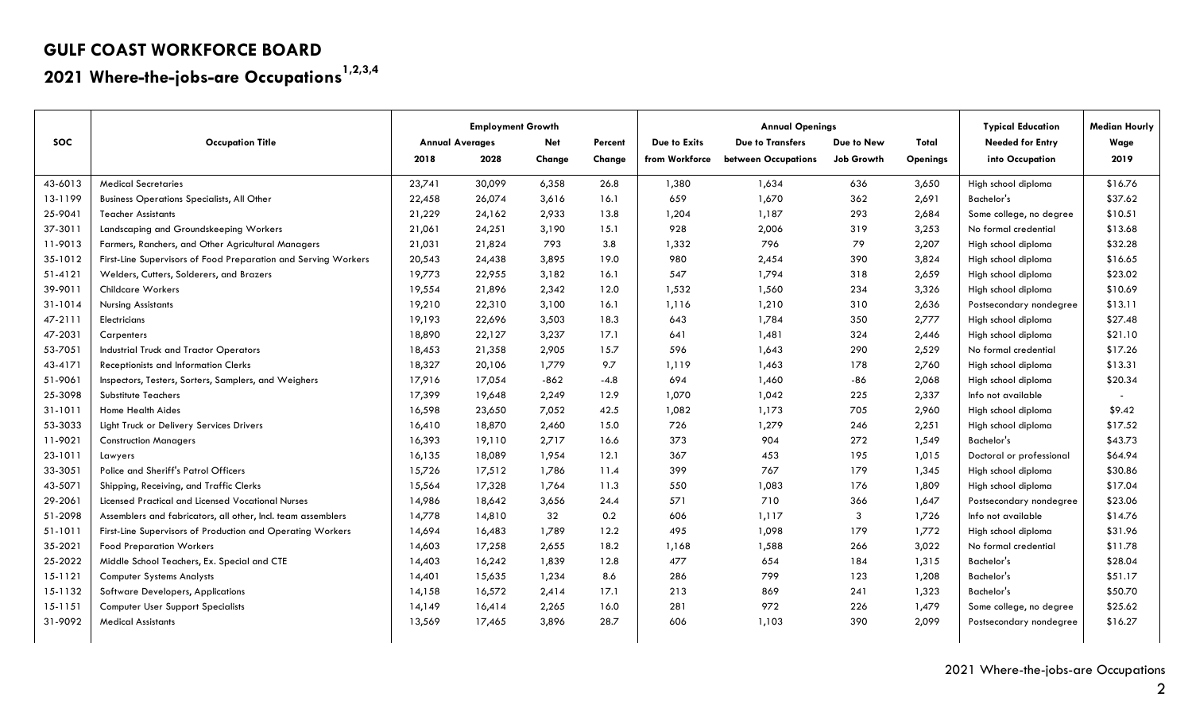# GULF COAST WORKFORCE BOARD

## 2021 Where-the-jobs-are Occupations[1,2,3,4]

| SOC | Occupation Title | Employment Growth | | | | Annual Openings | | | | Typical Education Needed for Entry into Occupation | Median Hourly Wage 2019 |
|---|---|---|---|---|---|---|---|---|---|---|---|
| | | Annual Averages 2018 | Annual Averages 2028 | Net Change | Percent Change | Due to Exits from Workforce | Due to Transfers between Occupations | Due to New Job Growth | Total Openings | | |
| 43-6013 | Medical Secretaries | 23,741 | 30,099 | 6,358 | 26.8 | 1,380 | 1,634 | 636 | 3,650 | High school diploma | $16.76 |
| 13-1199 | Business Operations Specialists, All Other | 22,458 | 26,074 | 3,616 | 16.1 | 659 | 1,670 | 362 | 2,691 | Bachelor's | $37.62 |
| 25-9041 | Teacher Assistants | 21,229 | 24,162 | 2,933 | 13.8 | 1,204 | 1,187 | 293 | 2,684 | Some college, no degree | $10.51 |
| 37-3011 | Landscaping and Groundskeeping Workers | 21,061 | 24,251 | 3,190 | 15.1 | 928 | 2,006 | 319 | 3,253 | No formal credential | $13.68 |
| 11-9013 | Farmers, Ranchers, and Other Agricultural Managers | 21,031 | 21,824 | 793 | 3.8 | 1,332 | 796 | 79 | 2,207 | High school diploma | $32.28 |
| 35-1012 | First-Line Supervisors of Food Preparation and Serving Workers | 20,543 | 24,438 | 3,895 | 19.0 | 980 | 2,454 | 390 | 3,824 | High school diploma | $16.65 |
| 51-4121 | Welders, Cutters, Solderers, and Brazers | 19,773 | 22,955 | 3,182 | 16.1 | 547 | 1,794 | 318 | 2,659 | High school diploma | $23.02 |
| 39-9011 | Childcare Workers | 19,554 | 21,896 | 2,342 | 12.0 | 1,532 | 1,560 | 234 | 3,326 | High school diploma | $10.69 |
| 31-1014 | Nursing Assistants | 19,210 | 22,310 | 3,100 | 16.1 | 1,116 | 1,210 | 310 | 2,636 | Postsecondary nondegree | $13.11 |
| 47-2111 | Electricians | 19,193 | 22,696 | 3,503 | 18.3 | 643 | 1,784 | 350 | 2,777 | High school diploma | $27.48 |
| 47-2031 | Carpenters | 18,890 | 22,127 | 3,237 | 17.1 | 641 | 1,481 | 324 | 2,446 | High school diploma | $21.10 |
| 53-7051 | Industrial Truck and Tractor Operators | 18,453 | 21,358 | 2,905 | 15.7 | 596 | 1,643 | 290 | 2,529 | No formal credential | $17.26 |
| 43-4171 | Receptionists and Information Clerks | 18,327 | 20,106 | 1,779 | 9.7 | 1,119 | 1,463 | 178 | 2,760 | High school diploma | $13.31 |
| 51-9061 | Inspectors, Testers, Sorters, Samplers, and Weighers | 17,916 | 17,054 | -862 | -4.8 | 694 | 1,460 | -86 | 2,068 | High school diploma | $20.34 |
| 25-3098 | Substitute Teachers | 17,399 | 19,648 | 2,249 | 12.9 | 1,070 | 1,042 | 225 | 2,337 | Info not available | - |
| 31-1011 | Home Health Aides | 16,598 | 23,650 | 7,052 | 42.5 | 1,082 | 1,173 | 705 | 2,960 | High school diploma | $9.42 |
| 53-3033 | Light Truck or Delivery Services Drivers | 16,410 | 18,870 | 2,460 | 15.0 | 726 | 1,279 | 246 | 2,251 | High school diploma | $17.52 |
| 11-9021 | Construction Managers | 16,393 | 19,110 | 2,717 | 16.6 | 373 | 904 | 272 | 1,549 | Bachelor's | $43.73 |
| 23-1011 | Lawyers | 16,135 | 18,089 | 1,954 | 12.1 | 367 | 453 | 195 | 1,015 | Doctoral or professional | $64.94 |
| 33-3051 | Police and Sheriff's Patrol Officers | 15,726 | 17,512 | 1,786 | 11.4 | 399 | 767 | 179 | 1,345 | High school diploma | $30.86 |
| 43-5071 | Shipping, Receiving, and Traffic Clerks | 15,564 | 17,328 | 1,764 | 11.3 | 550 | 1,083 | 176 | 1,809 | High school diploma | $17.04 |
| 29-2061 | Licensed Practical and Licensed Vocational Nurses | 14,986 | 18,642 | 3,656 | 24.4 | 571 | 710 | 366 | 1,647 | Postsecondary nondegree | $23.06 |
| 51-2098 | Assemblers and fabricators, all other, Incl. team assemblers | 14,778 | 14,810 | 32 | 0.2 | 606 | 1,117 | 3 | 1,726 | Info not available | $14.76 |
| 51-1011 | First-Line Supervisors of Production and Operating Workers | 14,694 | 16,483 | 1,789 | 12.2 | 495 | 1,098 | 179 | 1,772 | High school diploma | $31.96 |
| 35-2021 | Food Preparation Workers | 14,603 | 17,258 | 2,655 | 18.2 | 1,168 | 1,588 | 266 | 3,022 | No formal credential | $11.78 |
| 25-2022 | Middle School Teachers, Ex. Special and CTE | 14,403 | 16,242 | 1,839 | 12.8 | 477 | 654 | 184 | 1,315 | Bachelor's | $28.04 |
| 15-1121 | Computer Systems Analysts | 14,401 | 15,635 | 1,234 | 8.6 | 286 | 799 | 123 | 1,208 | Bachelor's | $51.17 |
| 15-1132 | Software Developers, Applications | 14,158 | 16,572 | 2,414 | 17.1 | 213 | 869 | 241 | 1,323 | Bachelor's | $50.70 |
| 15-1151 | Computer User Support Specialists | 14,149 | 16,414 | 2,265 | 16.0 | 281 | 972 | 226 | 1,479 | Some college, no degree | $25.62 |
| 31-9092 | Medical Assistants | 13,569 | 17,465 | 3,896 | 28.7 | 606 | 1,103 | 390 | 2,099 | Postsecondary nondegree | $16.27 |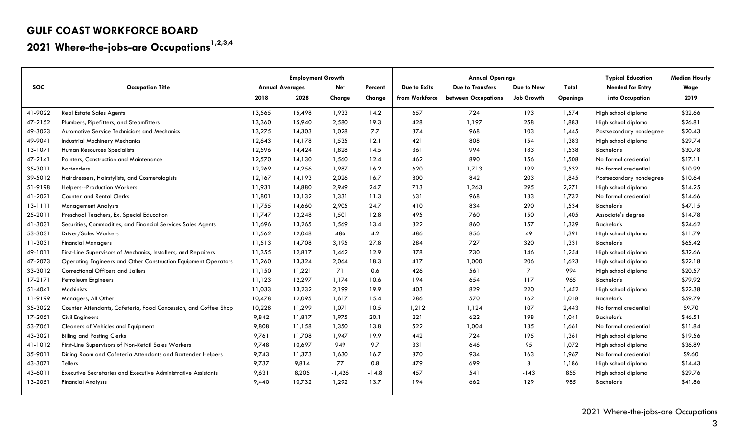## GULF COAST WORKFORCE BOARD

## 2021 Where-the-jobs-are Occupations[1,2,3,4]

| SOC | Occupation Title | Employment Growth | | | | Annual Openings | | | | Typical Education | Median Hourly |
|---|---|---|---|---|---|---|---|---|---|---|---|
| | | Annual Averages | | Net | Percent | Due to Exits | Due to Transfers | Due to New | Total | Needed for Entry | Wage |
| | | 2018 | 2028 | Change | Change | from Workforce | between Occupations | Job Growth | Openings | into Occupation | 2019 |
| 41-9022 | Real Estate Sales Agents | 13,565 | 15,498 | 1,933 | 14.2 | 657 | 724 | 193 | 1,574 | High school diploma | $32.66 |
| 47-2152 | Plumbers, Pipefitters, and Steamfitters | 13,360 | 15,940 | 2,580 | 19.3 | 428 | 1,197 | 258 | 1,883 | High school diploma | $26.81 |
| 49-3023 | Automotive Service Technicians and Mechanics | 13,275 | 14,303 | 1,028 | 7.7 | 374 | 968 | 103 | 1,445 | Postsecondary nondegree | $20.43 |
| 49-9041 | Industrial Machinery Mechanics | 12,643 | 14,178 | 1,535 | 12.1 | 421 | 808 | 154 | 1,383 | High school diploma | $29.74 |
| 13-1071 | Human Resources Specialists | 12,596 | 14,424 | 1,828 | 14.5 | 361 | 994 | 183 | 1,538 | Bachelor's | $30.78 |
| 47-2141 | Painters, Construction and Maintenance | 12,570 | 14,130 | 1,560 | 12.4 | 462 | 890 | 156 | 1,508 | No formal credential | $17.11 |
| 35-3011 | Bartenders | 12,269 | 14,256 | 1,987 | 16.2 | 620 | 1,713 | 199 | 2,532 | No formal credential | $10.99 |
| 39-5012 | Hairdressers, Hairstylists, and Cosmetologists | 12,167 | 14,193 | 2,026 | 16.7 | 800 | 842 | 203 | 1,845 | Postsecondary nondegree | $10.64 |
| 51-9198 | Helpers--Production Workers | 11,931 | 14,880 | 2,949 | 24.7 | 713 | 1,263 | 295 | 2,271 | High school diploma | $14.25 |
| 41-2021 | Counter and Rental Clerks | 11,801 | 13,132 | 1,331 | 11.3 | 631 | 968 | 133 | 1,732 | No formal credential | $14.66 |
| 13-1111 | Management Analysts | 11,755 | 14,660 | 2,905 | 24.7 | 410 | 834 | 290 | 1,534 | Bachelor's | $47.15 |
| 25-2011 | Preschool Teachers, Ex. Special Education | 11,747 | 13,248 | 1,501 | 12.8 | 495 | 760 | 150 | 1,405 | Associate's degree | $14.78 |
| 41-3031 | Securities, Commodities, and Financial Services Sales Agents | 11,696 | 13,265 | 1,569 | 13.4 | 322 | 860 | 157 | 1,339 | Bachelor's | $24.62 |
| 53-3031 | Driver/Sales Workers | 11,562 | 12,048 | 486 | 4.2 | 486 | 856 | 49 | 1,391 | High school diploma | $11.79 |
| 11-3031 | Financial Managers | 11,513 | 14,708 | 3,195 | 27.8 | 284 | 727 | 320 | 1,331 | Bachelor's | $65.42 |
| 49-1011 | First-Line Supervisors of Mechanics, Installers, and Repairers | 11,355 | 12,817 | 1,462 | 12.9 | 378 | 730 | 146 | 1,254 | High school diploma | $32.66 |
| 47-2073 | Operating Engineers and Other Construction Equipment Operators | 11,260 | 13,324 | 2,064 | 18.3 | 417 | 1,000 | 206 | 1,623 | High school diploma | $22.18 |
| 33-3012 | Correctional Officers and Jailers | 11,150 | 11,221 | 71 | 0.6 | 426 | 561 | 7 | 994 | High school diploma | $20.57 |
| 17-2171 | Petroleum Engineers | 11,123 | 12,297 | 1,174 | 10.6 | 194 | 654 | 117 | 965 | Bachelor's | $79.92 |
| 51-4041 | Machinists | 11,033 | 13,232 | 2,199 | 19.9 | 403 | 829 | 220 | 1,452 | High school diploma | $22.38 |
| 11-9199 | Managers, All Other | 10,478 | 12,095 | 1,617 | 15.4 | 286 | 570 | 162 | 1,018 | Bachelor's | $59.79 |
| 35-3022 | Counter Attendants, Cafeteria, Food Concession, and Coffee Shop | 10,228 | 11,299 | 1,071 | 10.5 | 1,212 | 1,124 | 107 | 2,443 | No formal credential | $9.70 |
| 17-2051 | Civil Engineers | 9,842 | 11,817 | 1,975 | 20.1 | 221 | 622 | 198 | 1,041 | Bachelor's | $46.51 |
| 53-7061 | Cleaners of Vehicles and Equipment | 9,808 | 11,158 | 1,350 | 13.8 | 522 | 1,004 | 135 | 1,661 | No formal credential | $11.84 |
| 43-3021 | Billing and Posting Clerks | 9,761 | 11,708 | 1,947 | 19.9 | 442 | 724 | 195 | 1,361 | High school diploma | $19.56 |
| 41-1012 | First-Line Supervisors of Non-Retail Sales Workers | 9,748 | 10,697 | 949 | 9.7 | 331 | 646 | 95 | 1,072 | High school diploma | $36.89 |
| 35-9011 | Dining Room and Cafeteria Attendants and Bartender Helpers | 9,743 | 11,373 | 1,630 | 16.7 | 870 | 934 | 163 | 1,967 | No formal credential | $9.60 |
| 43-3071 | Tellers | 9,737 | 9,814 | 77 | 0.8 | 479 | 699 | 8 | 1,186 | High school diploma | $14.43 |
| 43-6011 | Executive Secretaries and Executive Administrative Assistants | 9,631 | 8,205 | -1,426 | -14.8 | 457 | 541 | -143 | 855 | High school diploma | $29.76 |
| 13-2051 | Financial Analysts | 9,440 | 10,732 | 1,292 | 13.7 | 194 | 662 | 129 | 985 | Bachelor's | $41.86 |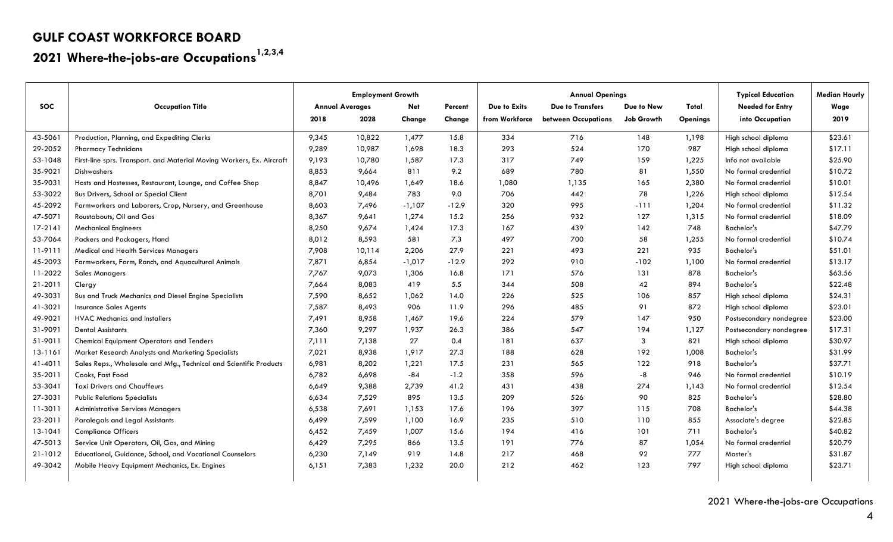# GULF COAST WORKFORCE BOARD

## 2021 Where-the-jobs-are Occupations[1,2,3,4]

| SOC | Occupation Title | Employment Growth | | | | Annual Openings | | | | Typical Education | Median Hourly |
|---|---|---|---|---|---|---|---|---|---|---|---|
| | | Annual Averages | | Net | Percent | Due to Exits | Due to Transfers | Due to New | Total | Needed for Entry | Wage |
| | | 2018 | 2028 | Change | Change | from Workforce | between Occupations | Job Growth | Openings | into Occupation | 2019 |
| 43-5061 | Production, Planning, and Expediting Clerks | 9,345 | 10,822 | 1,477 | 15.8 | 334 | 716 | 148 | 1,198 | High school diploma | $23.61 |
| 29-2052 | Pharmacy Technicians | 9,289 | 10,987 | 1,698 | 18.3 | 293 | 524 | 170 | 987 | High school diploma | $17.11 |
| 53-1048 | First-line sprs. Transport. and Material Moving Workers, Ex. Aircraft | 9,193 | 10,780 | 1,587 | 17.3 | 317 | 749 | 159 | 1,225 | Info not available | $25.90 |
| 35-9021 | Dishwashers | 8,853 | 9,664 | 811 | 9.2 | 689 | 780 | 81 | 1,550 | No formal credential | $10.72 |
| 35-9031 | Hosts and Hostesses, Restaurant, Lounge, and Coffee Shop | 8,847 | 10,496 | 1,649 | 18.6 | 1,080 | 1,135 | 165 | 2,380 | No formal credential | $10.01 |
| 53-3022 | Bus Drivers, School or Special Client | 8,701 | 9,484 | 783 | 9.0 | 706 | 442 | 78 | 1,226 | High school diploma | $12.54 |
| 45-2092 | Farmworkers and Laborers, Crop, Nursery, and Greenhouse | 8,603 | 7,496 | -1,107 | -12.9 | 320 | 995 | -111 | 1,204 | No formal credential | $11.32 |
| 47-5071 | Roustabouts, Oil and Gas | 8,367 | 9,641 | 1,274 | 15.2 | 256 | 932 | 127 | 1,315 | No formal credential | $18.09 |
| 17-2141 | Mechanical Engineers | 8,250 | 9,674 | 1,424 | 17.3 | 167 | 439 | 142 | 748 | Bachelor's | $47.79 |
| 53-7064 | Packers and Packagers, Hand | 8,012 | 8,593 | 581 | 7.3 | 497 | 700 | 58 | 1,255 | No formal credential | $10.74 |
| 11-9111 | Medical and Health Services Managers | 7,908 | 10,114 | 2,206 | 27.9 | 221 | 493 | 221 | 935 | Bachelor's | $51.01 |
| 45-2093 | Farmworkers, Farm, Ranch, and Aquacultural Animals | 7,871 | 6,854 | -1,017 | -12.9 | 292 | 910 | -102 | 1,100 | No formal credential | $13.17 |
| 11-2022 | Sales Managers | 7,767 | 9,073 | 1,306 | 16.8 | 171 | 576 | 131 | 878 | Bachelor's | $63.56 |
| 21-2011 | Clergy | 7,664 | 8,083 | 419 | 5.5 | 344 | 508 | 42 | 894 | Bachelor's | $22.48 |
| 49-3031 | Bus and Truck Mechanics and Diesel Engine Specialists | 7,590 | 8,652 | 1,062 | 14.0 | 226 | 525 | 106 | 857 | High school diploma | $24.31 |
| 41-3021 | Insurance Sales Agents | 7,587 | 8,493 | 906 | 11.9 | 296 | 485 | 91 | 872 | High school diploma | $23.01 |
| 49-9021 | HVAC Mechanics and Installers | 7,491 | 8,958 | 1,467 | 19.6 | 224 | 579 | 147 | 950 | Postsecondary nondegree | $23.00 |
| 31-9091 | Dental Assistants | 7,360 | 9,297 | 1,937 | 26.3 | 386 | 547 | 194 | 1,127 | Postsecondary nondegree | $17.31 |
| 51-9011 | Chemical Equipment Operators and Tenders | 7,111 | 7,138 | 27 | 0.4 | 181 | 637 | 3 | 821 | High school diploma | $30.97 |
| 13-1161 | Market Research Analysts and Marketing Specialists | 7,021 | 8,938 | 1,917 | 27.3 | 188 | 628 | 192 | 1,008 | Bachelor's | $31.99 |
| 41-4011 | Sales Reps., Wholesale and Mfg., Technical and Scientific Products | 6,981 | 8,202 | 1,221 | 17.5 | 231 | 565 | 122 | 918 | Bachelor's | $37.71 |
| 35-2011 | Cooks, Fast Food | 6,782 | 6,698 | -84 | -1.2 | 358 | 596 | -8 | 946 | No formal credential | $10.19 |
| 53-3041 | Taxi Drivers and Chauffeurs | 6,649 | 9,388 | 2,739 | 41.2 | 431 | 438 | 274 | 1,143 | No formal credential | $12.54 |
| 27-3031 | Public Relations Specialists | 6,634 | 7,529 | 895 | 13.5 | 209 | 526 | 90 | 825 | Bachelor's | $28.80 |
| 11-3011 | Administrative Services Managers | 6,538 | 7,691 | 1,153 | 17.6 | 196 | 397 | 115 | 708 | Bachelor's | $44.38 |
| 23-2011 | Paralegals and Legal Assistants | 6,499 | 7,599 | 1,100 | 16.9 | 235 | 510 | 110 | 855 | Associate's degree | $22.85 |
| 13-1041 | Compliance Officers | 6,452 | 7,459 | 1,007 | 15.6 | 194 | 416 | 101 | 711 | Bachelor's | $40.82 |
| 47-5013 | Service Unit Operators, Oil, Gas, and Mining | 6,429 | 7,295 | 866 | 13.5 | 191 | 776 | 87 | 1,054 | No formal credential | $20.79 |
| 21-1012 | Educational, Guidance, School, and Vocational Counselors | 6,230 | 7,149 | 919 | 14.8 | 217 | 468 | 92 | 777 | Master's | $31.87 |
| 49-3042 | Mobile Heavy Equipment Mechanics, Ex. Engines | 6,151 | 7,383 | 1,232 | 20.0 | 212 | 462 | 123 | 797 | High school diploma | $23.71 |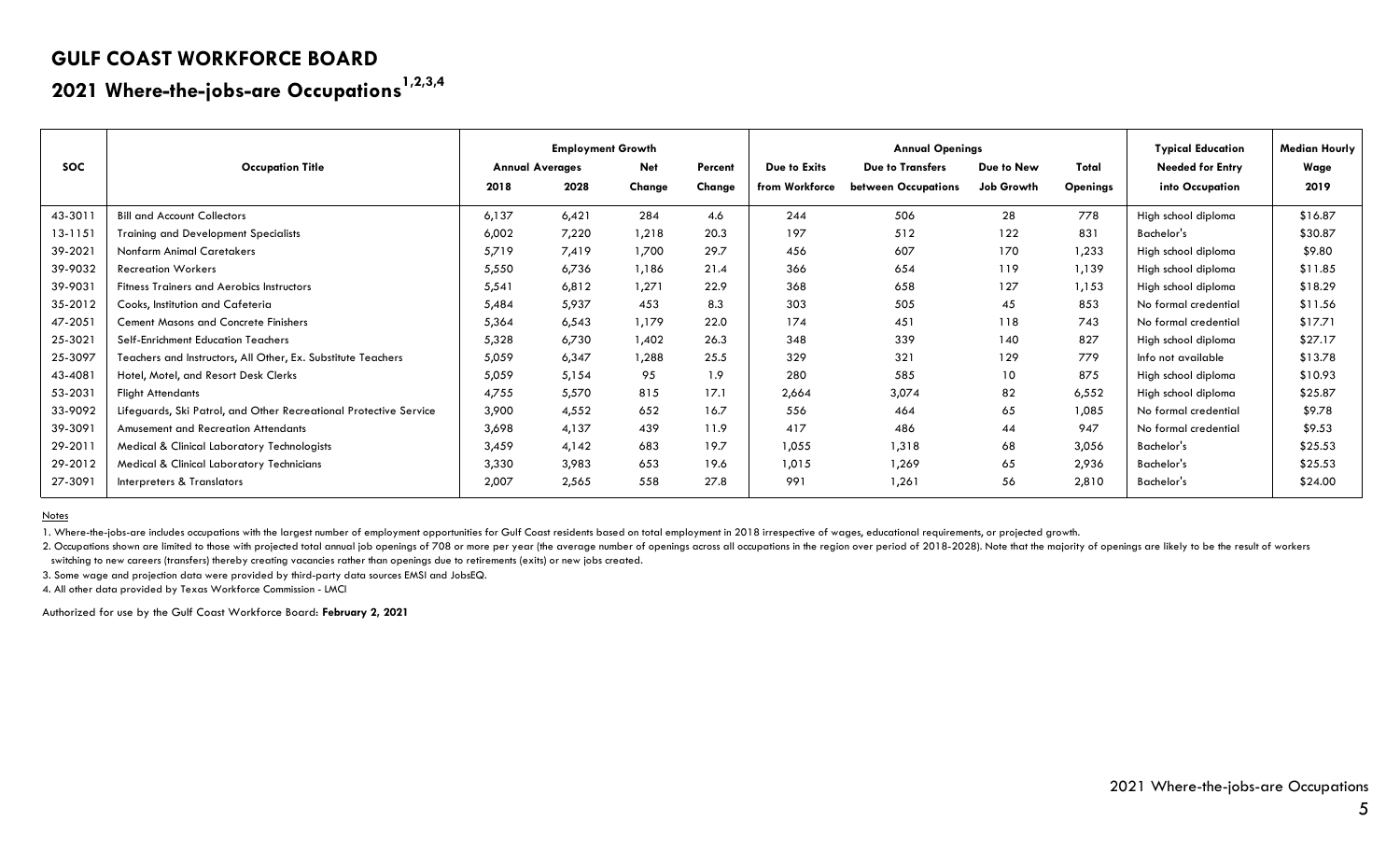## GULF COAST WORKFORCE BOARD

## 2021 Where-the-jobs-are Occupations[1,2,3,4]

| SOC | Occupation Title | Employment Growth | | | | Annual Openings | | | | Typical Education Needed for Entry into Occupation | Median Hourly Wage 2019 |
|---|---|---|---|---|---|---|---|---|---|---|---|
| | | Annual Averages 2018 | Annual Averages 2028 | Net Change | Percent Change | Due to Exits from Workforce | Due to Transfers between Occupations | Due to New Job Growth | Total Openings | | |
| 43-3011 | Bill and Account Collectors | 6,137 | 6,421 | 284 | 4.6 | 244 | 506 | 28 | 778 | High school diploma | $16.87 |
| 13-1151 | Training and Development Specialists | 6,002 | 7,220 | 1,218 | 20.3 | 197 | 512 | 122 | 831 | Bachelor's | $30.87 |
| 39-2021 | Nonfarm Animal Caretakers | 5,719 | 7,419 | 1,700 | 29.7 | 456 | 607 | 170 | 1,233 | High school diploma | $9.80 |
| 39-9032 | Recreation Workers | 5,550 | 6,736 | 1,186 | 21.4 | 366 | 654 | 119 | 1,139 | High school diploma | $11.85 |
| 39-9031 | Fitness Trainers and Aerobics Instructors | 5,541 | 6,812 | 1,271 | 22.9 | 368 | 658 | 127 | 1,153 | High school diploma | $18.29 |
| 35-2012 | Cooks, Institution and Cafeteria | 5,484 | 5,937 | 453 | 8.3 | 303 | 505 | 45 | 853 | No formal credential | $11.56 |
| 47-2051 | Cement Masons and Concrete Finishers | 5,364 | 6,543 | 1,179 | 22.0 | 174 | 451 | 118 | 743 | No formal credential | $17.71 |
| 25-3021 | Self-Enrichment Education Teachers | 5,328 | 6,730 | 1,402 | 26.3 | 348 | 339 | 140 | 827 | High school diploma | $27.17 |
| 25-3097 | Teachers and Instructors, All Other, Ex. Substitute Teachers | 5,059 | 6,347 | 1,288 | 25.5 | 329 | 321 | 129 | 779 | Info not available | $13.78 |
| 43-4081 | Hotel, Motel, and Resort Desk Clerks | 5,059 | 5,154 | 95 | 1.9 | 280 | 585 | 10 | 875 | High school diploma | $10.93 |
| 53-2031 | Flight Attendants | 4,755 | 5,570 | 815 | 17.1 | 2,664 | 3,074 | 82 | 6,552 | High school diploma | $25.87 |
| 33-9092 | Lifeguards, Ski Patrol, and Other Recreational Protective Service | 3,900 | 4,552 | 652 | 16.7 | 556 | 464 | 65 | 1,085 | No formal credential | $9.78 |
| 39-3091 | Amusement and Recreation Attendants | 3,698 | 4,137 | 439 | 11.9 | 417 | 486 | 44 | 947 | No formal credential | $9.53 |
| 29-2011 | Medical & Clinical Laboratory Technologists | 3,459 | 4,142 | 683 | 19.7 | 1,055 | 1,318 | 68 | 3,056 | Bachelor's | $25.53 |
| 29-2012 | Medical & Clinical Laboratory Technicians | 3,330 | 3,983 | 653 | 19.6 | 1,015 | 1,269 | 65 | 2,936 | Bachelor's | $25.53 |
| 27-3091 | Interpreters & Translators | 2,007 | 2,565 | 558 | 27.8 | 991 | 1,261 | 56 | 2,810 | Bachelor's | $24.00 |

Notes

1. Where-the-jobs-are includes occupations with the largest number of employment opportunities for Gulf Coast residents based on total employment in 2018 irrespective of wages, educational requirements, or projected growth.
2. Occupations shown are limited to those with projected total annual job openings of 708 or more per year (the average number of openings across all occupations in the region over period of 2018-2028). Note that the majority of openings are likely to be the result of workers switching to new careers (transfers) thereby creating vacancies rather than openings due to retirements (exits) or new jobs created.
3. Some wage and projection data were provided by third-party data sources EMSI and JobsEQ.
4. All other data provided by Texas Workforce Commission - LMCI

Authorized for use by the Gulf Coast Workforce Board: **February 2, 2021**